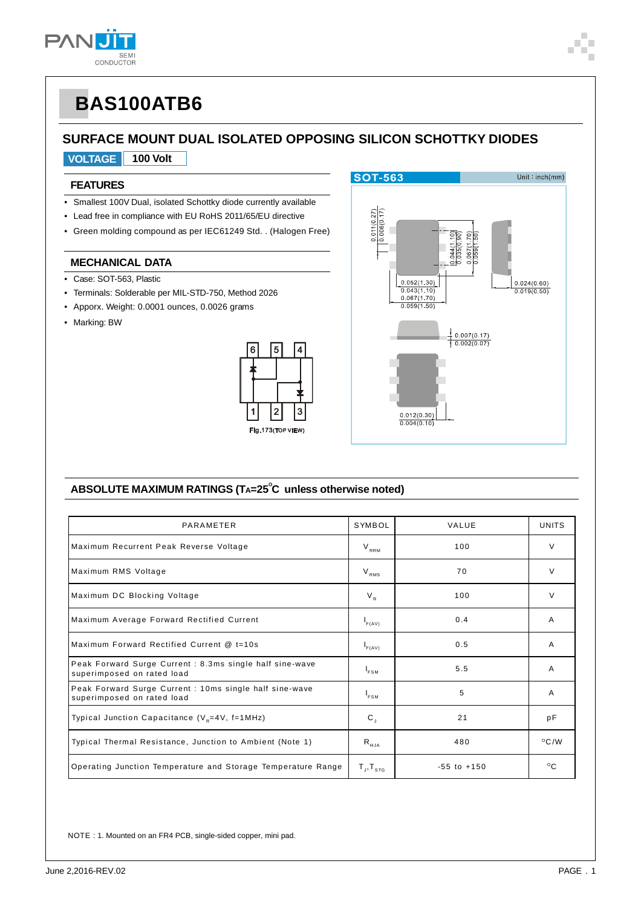# BAS100ATB6

## SURFACE MOUNT DUAL ISOLATED OPPOSING SILICON SCHOTTKY DIODES

**VOLTAGE** | **100 Volt**

### FEATURES

- Smallest 100V Dual, isolated Schottky diode currently available
- Lead free in compliance with EU RoHS 2011/65/EU directive
- Green molding compound as per IEC61249 Std. . (Halogen Free)

### MECHANICAL DATA

- Case: SOT-563, Plastic
- Terminals: Solderable per MIL-STD-750, Method 2026
- Apporx. Weight: 0.0001 ounces, 0.0026 grams
- Marking: BW

Fig.173(TOP VIEW)

**SOT-563** Unit : inch(mm)

### ABSOLUTE MAXIMUM RATINGS ($T_A$=25°C unless otherwise noted)

| PARAMETER | SYMBOL | VALUE | UNITS |
|---|---|---|---|
| Maximum Recurrent Peak Reverse Voltage | $V_{RRM}$ | 100 | V |
| Maximum RMS Voltage | $V_{RMS}$ | 70 | V |
| Maximum DC Blocking Voltage | $V_R$ | 100 | V |
| Maximum Average Forward Rectified Current | $I_{F(AV)}$ | 0.4 | A |
| Maximum Forward Rectified Current @ t=10s | $I_{F(AV)}$ | 0.5 | A |
| Peak Forward Surge Current : 8.3ms single half sine-wave superimposed on rated load | $I_{FSM}$ | 5.5 | A |
| Peak Forward Surge Current : 10ms single half sine-wave superimposed on rated load | $I_{FSM}$ | 5 | A |
| Typical Junction Capacitance ($V_R$=4V, f=1MHz) | $C_J$ | 21 | pF |
| Typical Thermal Resistance, Junction to Ambient (Note 1) | $R_{\theta JA}$ | 480 | °C/W |
| Operating Junction Temperature and Storage Temperature Range | $T_J$, $T_{STG}$ | -55 to +150 | °C |

NOTE : 1. Mounted on an FR4 PCB, single-sided copper, mini pad.

June 2,2016-REV.02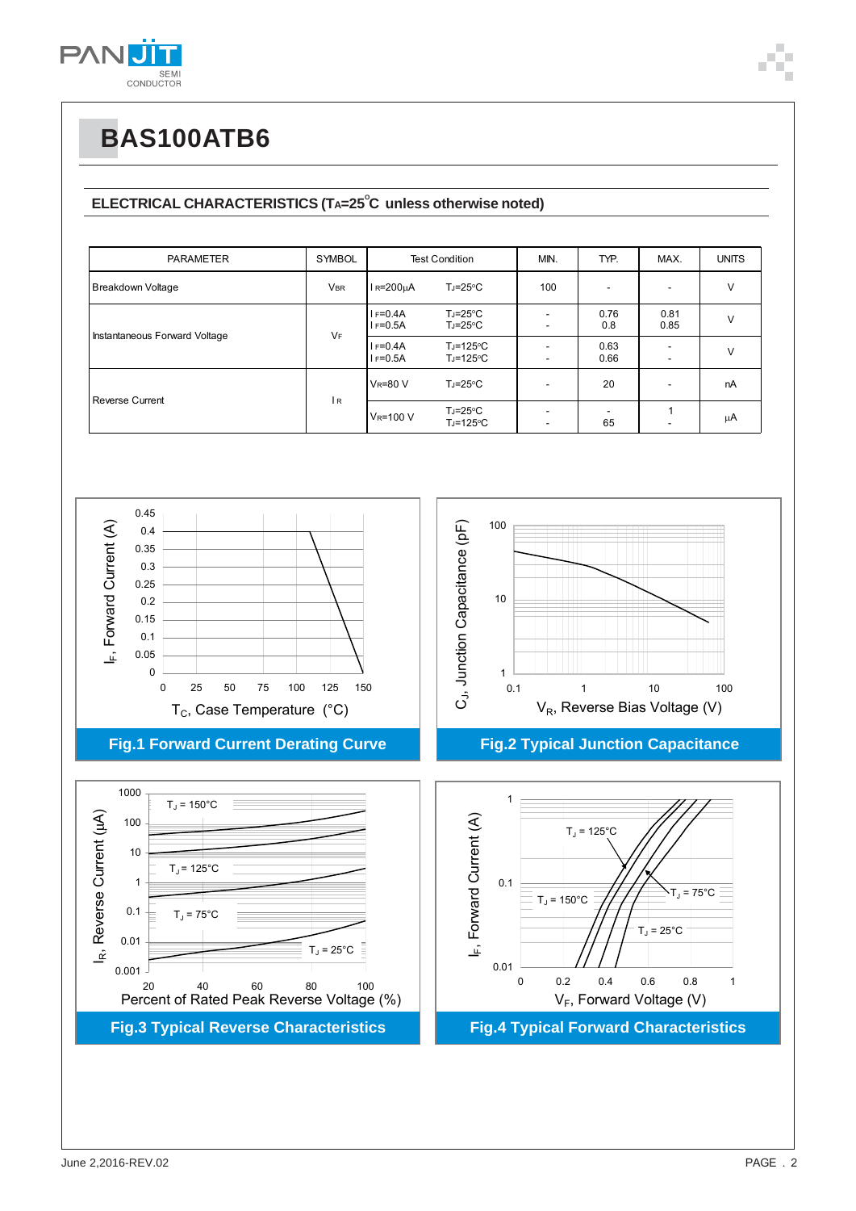# BAS100ATB6

## ELECTRICAL CHARACTERISTICS ($T_A$=25°C unless otherwise noted)

| PARAMETER | SYMBOL | Test Condition | | MIN. | TYP. | MAX. | UNITS |
|---|---|---|---|---|---|---|---|
| Breakdown Voltage | $V_{BR}$ | $I_R$=200μA | $T_J$=25°C | 100 | - | - | V |
| Instantaneous Forward Voltage | $V_F$ | $I_F$=0.4A<br>$I_F$=0.5A | $T_J$=25°C<br>$T_J$=25°C | -<br>- | 0.76<br>0.8 | 0.81<br>0.85 | V |
| | | $I_F$=0.4A<br>$I_F$=0.5A | $T_J$=125°C<br>$T_J$=125°C | -<br>- | 0.63<br>0.66 | -<br>- | V |
| Reverse Current | $I_R$ | $V_R$=80 V | $T_J$=25°C | - | 20 | - | nA |
| | | $V_R$=100 V | $T_J$=25°C<br>$T_J$=125°C | -<br>- | -<br>65 | 1<br>- | μA |

Fig.1 Forward Current Derating Curve

Fig.2 Typical Junction Capacitance

Fig.3 Typical Reverse Characteristics

Fig.4 Typical Forward Characteristics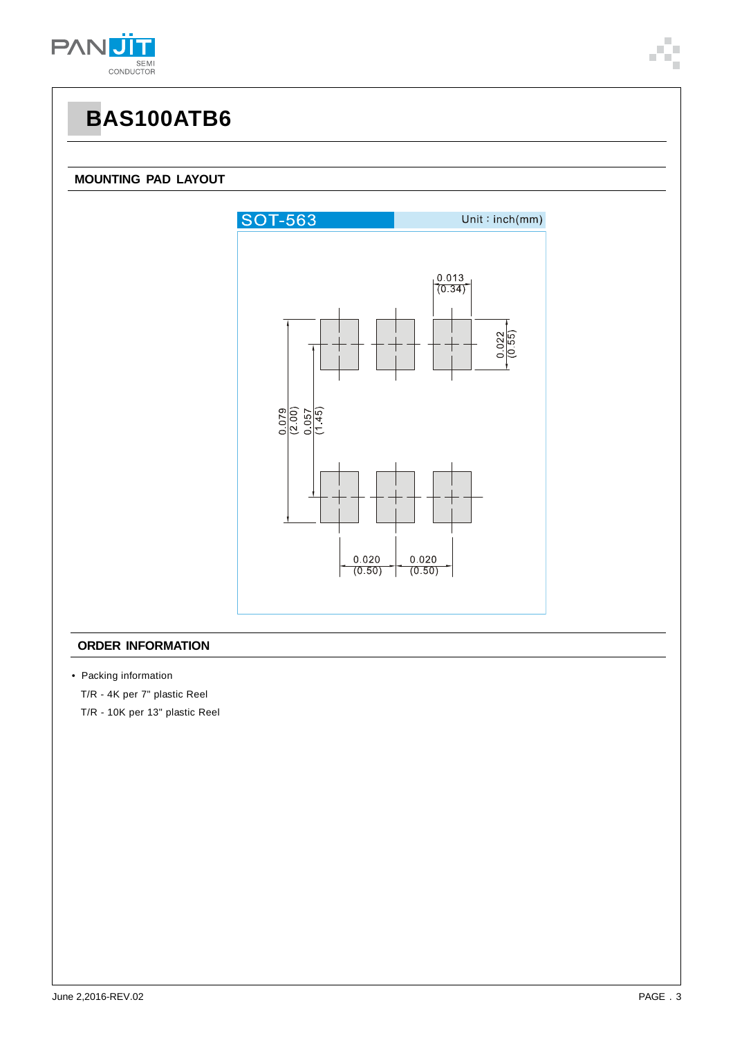# BAS100ATB6

## MOUNTING PAD LAYOUT

SOT-563 Unit：inch(mm)

0.013 (0.34)

0.022 (0.55)

0.079 (2.00)

0.057 (1.45)

0.020 (0.50)

0.020 (0.50)

## ORDER INFORMATION

- Packing information

  T/R - 4K per 7" plastic Reel

  T/R - 10K per 13" plastic Reel

June 2,2016-REV.02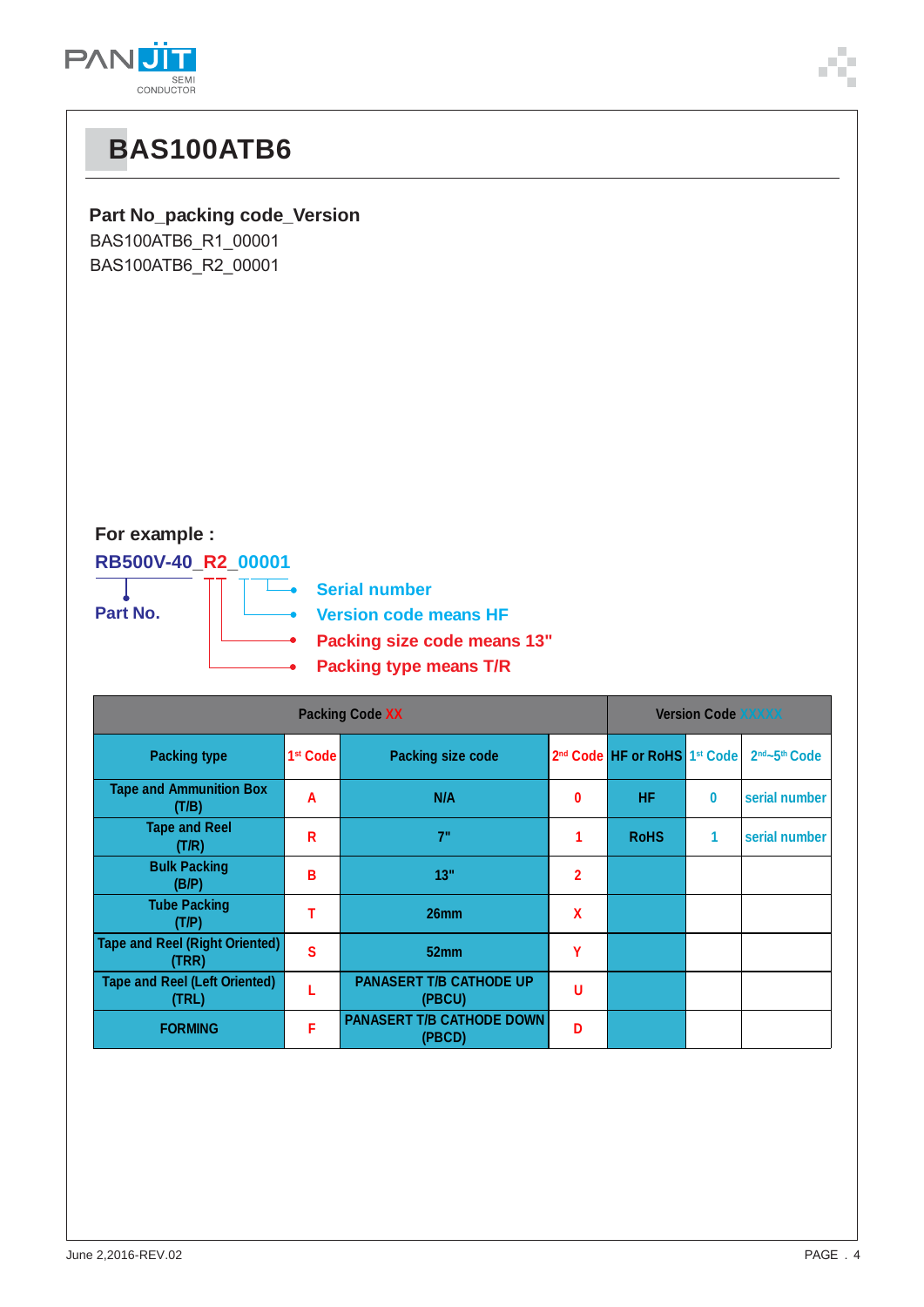# BAS100ATB6

**Part No_packing code_Version**

BAS100ATB6_R1_00001
BAS100ATB6_R2_00001

**For example :**

**RB500V-40_R2_00001**

- **Part No.**
- **Serial number**
- **Version code means HF**
- **Packing size code means 13"**
- **Packing type means T/R**

| Packing Code XX | | | | Version Code XXXXX | | |
|---|---|---|---|---|---|---|
| Packing type | 1st Code | Packing size code | 2nd Code | HF or RoHS | 1st Code | 2nd~5th Code |
| Tape and Ammunition Box (T/B) | A | N/A | 0 | HF | 0 | serial number |
| Tape and Reel (T/R) | R | 7" | 1 | RoHS | 1 | serial number |
| Bulk Packing (B/P) | B | 13" | 2 | | | |
| Tube Packing (T/P) | T | 26mm | X | | | |
| Tape and Reel (Right Oriented) (TRR) | S | 52mm | Y | | | |
| Tape and Reel (Left Oriented) (TRL) | L | PANASERT T/B CATHODE UP (PBCU) | U | | | |
| FORMING | F | PANASERT T/B CATHODE DOWN (PBCD) | D | | | |

June 2,2016-REV.02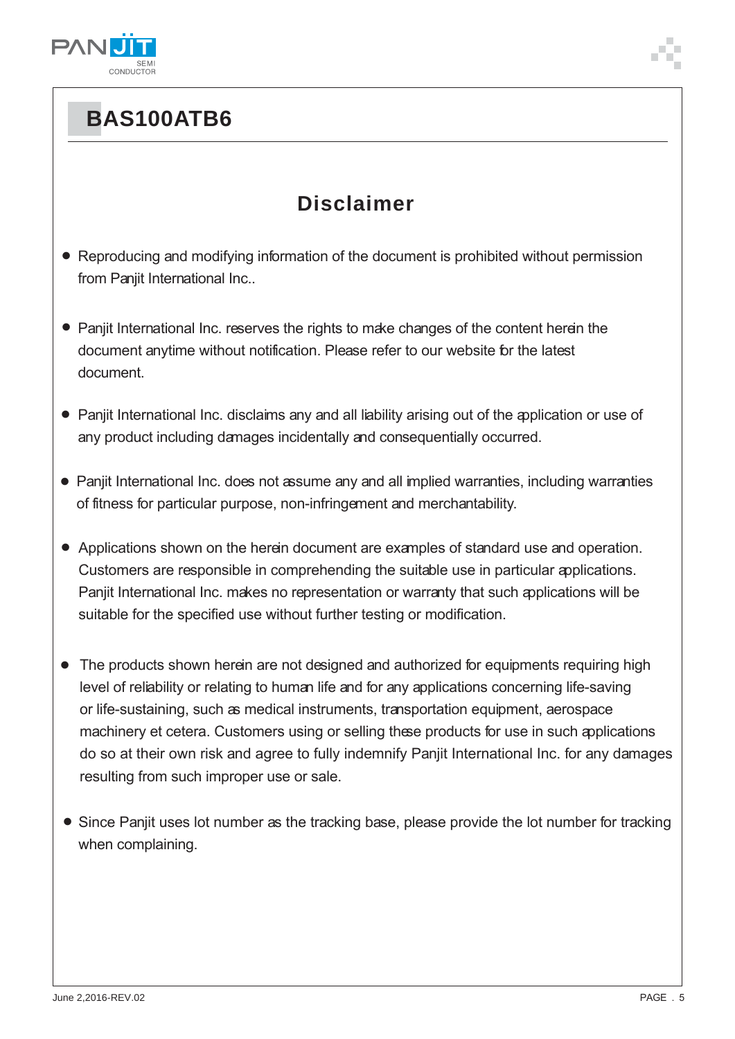# BAS100ATB6

## Disclaimer

- Reproducing and modifying information of the document is prohibited without permission from Panjit International Inc..
- Panjit International Inc. reserves the rights to make changes of the content herein the document anytime without notification. Please refer to our website for the latest document.
- Panjit International Inc. disclaims any and all liability arising out of the application or use of any product including damages incidentally and consequentially occurred.
- Panjit International Inc. does not assume any and all implied warranties, including warranties of fitness for particular purpose, non-infringement and merchantability.
- Applications shown on the herein document are examples of standard use and operation. Customers are responsible in comprehending the suitable use in particular applications. Panjit International Inc. makes no representation or warranty that such applications will be suitable for the specified use without further testing or modification.
- The products shown herein are not designed and authorized for equipments requiring high level of reliability or relating to human life and for any applications concerning life-saving or life-sustaining, such as medical instruments, transportation equipment, aerospace machinery et cetera. Customers using or selling these products for use in such applications do so at their own risk and agree to fully indemnify Panjit International Inc. for any damages resulting from such improper use or sale.
- Since Panjit uses lot number as the tracking base, please provide the lot number for tracking when complaining.